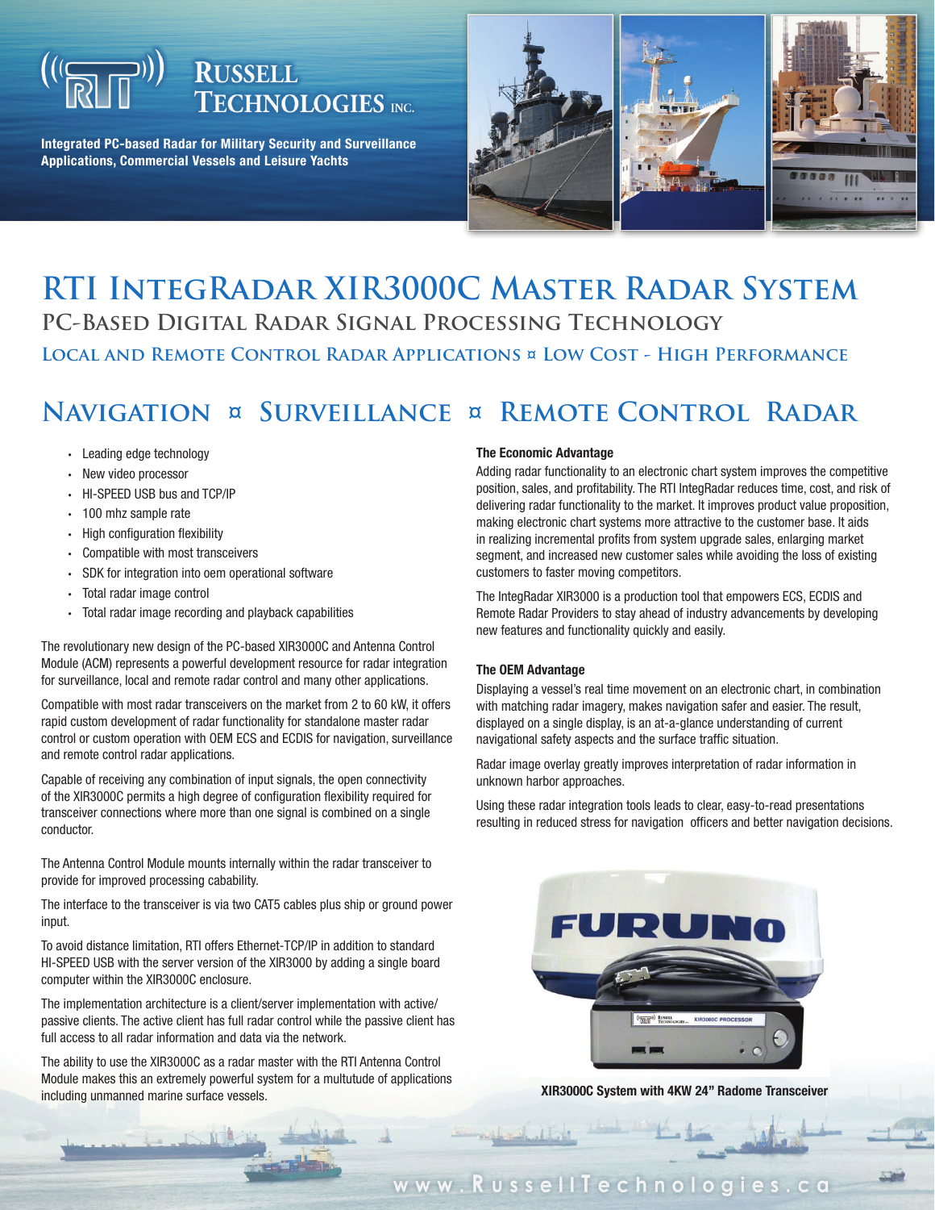# RUSSELL TECHNOLOGIES INC.

**Integrated PC-based Radar for Military Security and Surveillance Applications, Commercial Vessels and Leisure Yachts**

# RTI IntegRadar XIR3000C Master Radar System

## PC-Based Digital Radar Signal Processing Technology

### Local and Remote Control Radar Applications ¤ Low Cost - High Performance

## Navigation ¤ Surveillance ¤ Remote Control Radar

- Leading edge technology
- New video processor
- HI-SPEED USB bus and TCP/IP
- 100 mhz sample rate
- High configuration flexibility
- Compatible with most transceivers
- SDK for integration into oem operational software
- Total radar image control
- Total radar image recording and playback capabilities

The revolutionary new design of the PC-based XIR3000C and Antenna Control Module (ACM) represents a powerful development resource for radar integration for surveillance, local and remote radar control and many other applications.

Compatible with most radar transceivers on the market from 2 to 60 kW, it offers rapid custom development of radar functionality for standalone master radar control or custom operation with OEM ECS and ECDIS for navigation, surveillance and remote control radar applications.

Capable of receiving any combination of input signals, the open connectivity of the XIR3000C permits a high degree of configuration flexibility required for transceiver connections where more than one signal is combined on a single conductor.

The Antenna Control Module mounts internally within the radar transceiver to provide for improved processing cabability.

The interface to the transceiver is via two CAT5 cables plus ship or ground power input.

To avoid distance limitation, RTI offers Ethernet-TCP/IP in addition to standard HI-SPEED USB with the server version of the XIR3000 by adding a single board computer within the XIR3000C enclosure.

The implementation architecture is a client/server implementation with active/passive clients. The active client has full radar control while the passive client has full access to all radar information and data via the network.

The ability to use the XIR3000C as a radar master with the RTI Antenna Control Module makes this an extremely powerful system for a multutude of applications including unmanned marine surface vessels.

**The Economic Advantage**

Adding radar functionality to an electronic chart system improves the competitive position, sales, and profitability. The RTI IntegRadar reduces time, cost, and risk of delivering radar functionality to the market. It improves product value proposition, making electronic chart systems more attractive to the customer base. It aids in realizing incremental profits from system upgrade sales, enlarging market segment, and increased new customer sales while avoiding the loss of existing customers to faster moving competitors.

The IntegRadar XIR3000 is a production tool that empowers ECS, ECDIS and Remote Radar Providers to stay ahead of industry advancements by developing new features and functionality quickly and easily.

**The OEM Advantage**

Displaying a vessel's real time movement on an electronic chart, in combination with matching radar imagery, makes navigation safer and easier. The result, displayed on a single display, is an at-a-glance understanding of current navigational safety aspects and the surface traffic situation.

Radar image overlay greatly improves interpretation of radar information in unknown harbor approaches.

Using these radar integration tools leads to clear, easy-to-read presentations resulting in reduced stress for navigation officers and better navigation decisions.

**XIR3000C System with 4KW 24" Radome Transceiver**

www.RussellTechnologies.ca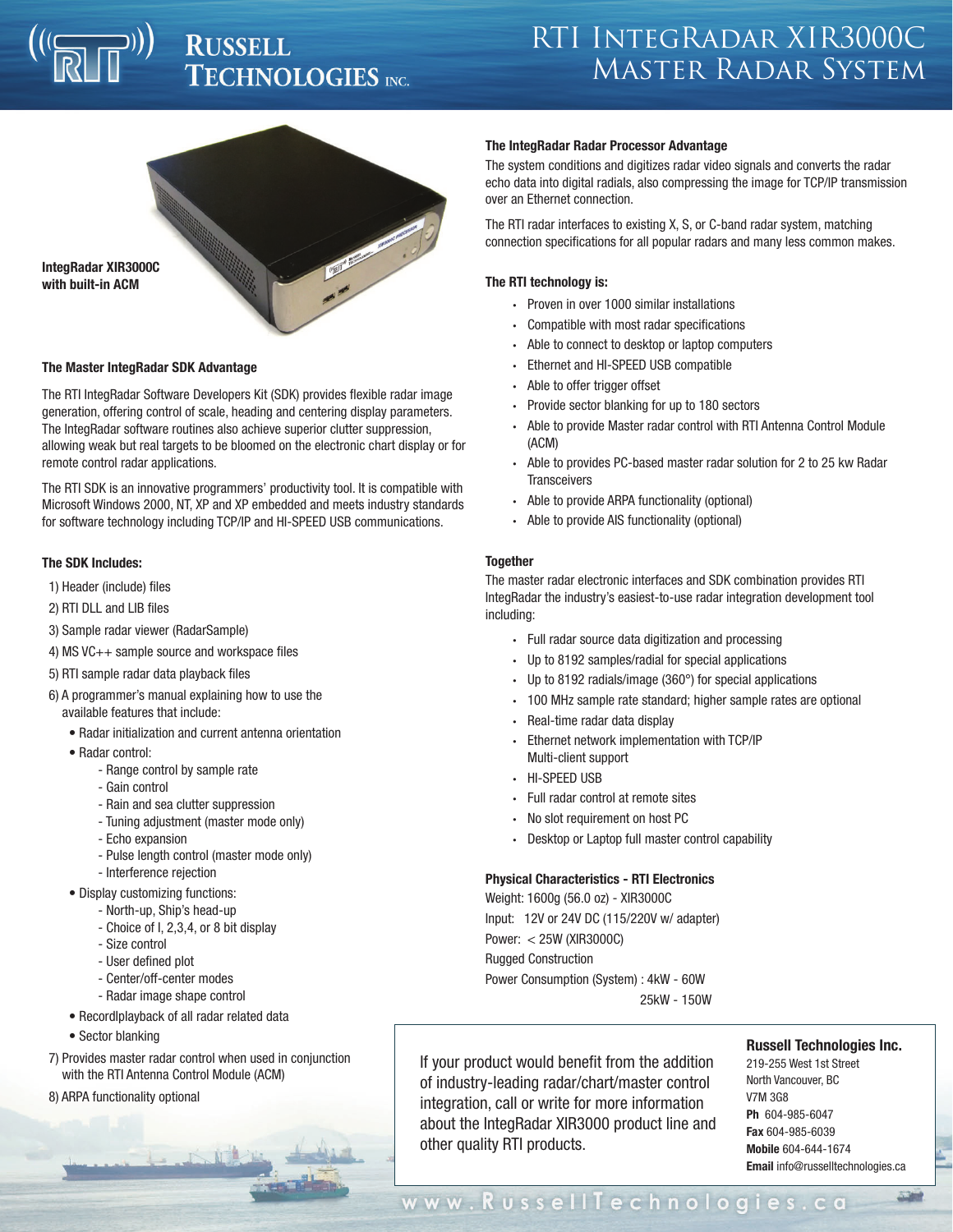# RTI IntegRadar XIR3000C Master Radar System

IntegRadar XIR3000C with built-in ACM

### The Master IntegRadar SDK Advantage

The RTI IntegRadar Software Developers Kit (SDK) provides flexible radar image generation, offering control of scale, heading and centering display parameters. The IntegRadar software routines also achieve superior clutter suppression, allowing weak but real targets to be bloomed on the electronic chart display or for remote control radar applications.

The RTI SDK is an innovative programmers' productivity tool. It is compatible with Microsoft Windows 2000, NT, XP and XP embedded and meets industry standards for software technology including TCP/IP and HI-SPEED USB communications.

### The SDK Includes:

1) Header (include) files
2) RTI DLL and LIB files
3) Sample radar viewer (RadarSample)
4) MS VC++ sample source and workspace files
5) RTI sample radar data playback files
6) A programmer's manual explaining how to use the available features that include:
   - Radar initialization and current antenna orientation
   - Radar control:
     - Range control by sample rate
     - Gain control
     - Rain and sea clutter suppression
     - Tuning adjustment (master mode only)
     - Echo expansion
     - Pulse length control (master mode only)
     - Interference rejection
   - Display customizing functions:
     - North-up, Ship's head-up
     - Choice of I, 2,3,4, or 8 bit display
     - Size control
     - User defined plot
     - Center/off-center modes
     - Radar image shape control
   - Recordlplayback of all radar related data
   - Sector blanking
7) Provides master radar control when used in conjunction with the RTI Antenna Control Module (ACM)
8) ARPA functionality optional

### The IntegRadar Radar Processor Advantage

The system conditions and digitizes radar video signals and converts the radar echo data into digital radials, also compressing the image for TCP/IP transmission over an Ethernet connection.

The RTI radar interfaces to existing X, S, or C-band radar system, matching connection specifications for all popular radars and many less common makes.

### The RTI technology is:

- Proven in over 1000 similar installations
- Compatible with most radar specifications
- Able to connect to desktop or laptop computers
- Ethernet and HI-SPEED USB compatible
- Able to offer trigger offset
- Provide sector blanking for up to 180 sectors
- Able to provide Master radar control with RTI Antenna Control Module (ACM)
- Able to provides PC-based master radar solution for 2 to 25 kw Radar Transceivers
- Able to provide ARPA functionality (optional)
- Able to provide AIS functionality (optional)

### Together

The master radar electronic interfaces and SDK combination provides RTI IntegRadar the industry's easiest-to-use radar integration development tool including:

- Full radar source data digitization and processing
- Up to 8192 samples/radial for special applications
- Up to 8192 radials/image (360°) for special applications
- 100 MHz sample rate standard; higher sample rates are optional
- Real-time radar data display
- Ethernet network implementation with TCP/IP Multi-client support
- HI-SPEED USB
- Full radar control at remote sites
- No slot requirement on host PC
- Desktop or Laptop full master control capability

### Physical Characteristics - RTI Electronics

Weight: 1600g (56.0 oz) - XIR3000C
Input: 12V or 24V DC (115/220V w/ adapter)
Power: < 25W (XIR3000C)
Rugged Construction
Power Consumption (System) : 4kW - 60W
25kW - 150W

If your product would benefit from the addition of industry-leading radar/chart/master control integration, call or write for more information about the IntegRadar XIR3000 product line and other quality RTI products.

**Russell Technologies Inc.**
219-255 West 1st Street
North Vancouver, BC
V7M 3G8
**Ph** 604-985-6047
**Fax** 604-985-6039
**Mobile** 604-644-1674
**Email** info@russelltechnologies.ca

www.RussellTechnologies.ca